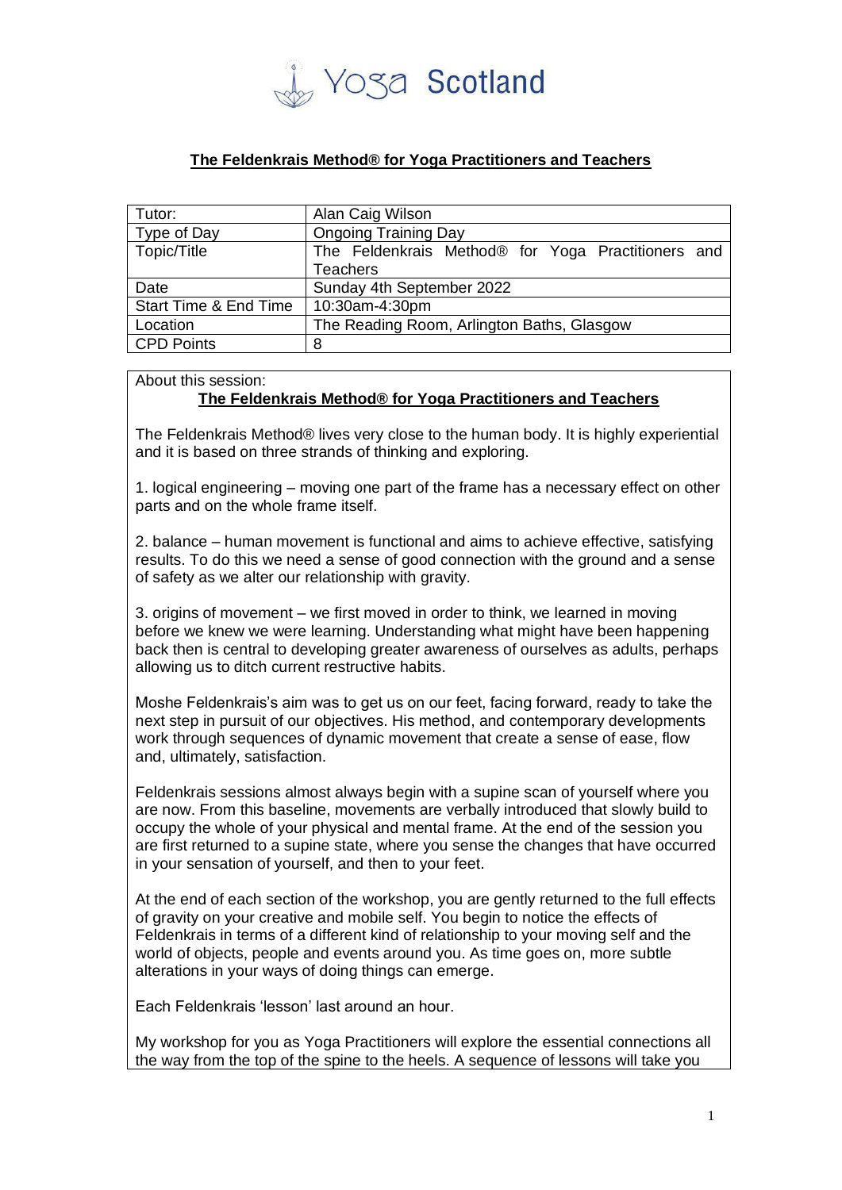Yoga Scotland

**The Feldenkrais Method® for Yoga Practitioners and Teachers**

| Tutor: | Alan Caig Wilson |
|---|---|
| Type of Day | Ongoing Training Day |
| Topic/Title | The Feldenkrais Method® for Yoga Practitioners and Teachers |
| Date | Sunday 4th September 2022 |
| Start Time & End Time | 10:30am-4:30pm |
| Location | The Reading Room, Arlington Baths, Glasgow |
| CPD Points | 8 |

About this session:

**The Feldenkrais Method® for Yoga Practitioners and Teachers**

The Feldenkrais Method® lives very close to the human body. It is highly experiential and it is based on three strands of thinking and exploring.

1. logical engineering – moving one part of the frame has a necessary effect on other parts and on the whole frame itself.

2. balance – human movement is functional and aims to achieve effective, satisfying results. To do this we need a sense of good connection with the ground and a sense of safety as we alter our relationship with gravity.

3. origins of movement – we first moved in order to think, we learned in moving before we knew we were learning. Understanding what might have been happening back then is central to developing greater awareness of ourselves as adults, perhaps allowing us to ditch current restructive habits.

Moshe Feldenkrais's aim was to get us on our feet, facing forward, ready to take the next step in pursuit of our objectives. His method, and contemporary developments work through sequences of dynamic movement that create a sense of ease, flow and, ultimately, satisfaction.

Feldenkrais sessions almost always begin with a supine scan of yourself where you are now. From this baseline, movements are verbally introduced that slowly build to occupy the whole of your physical and mental frame. At the end of the session you are first returned to a supine state, where you sense the changes that have occurred in your sensation of yourself, and then to your feet.

At the end of each section of the workshop, you are gently returned to the full effects of gravity on your creative and mobile self. You begin to notice the effects of Feldenkrais in terms of a different kind of relationship to your moving self and the world of objects, people and events around you. As time goes on, more subtle alterations in your ways of doing things can emerge.

Each Feldenkrais 'lesson' last around an hour.

My workshop for you as Yoga Practitioners will explore the essential connections all the way from the top of the spine to the heels. A sequence of lessons will take you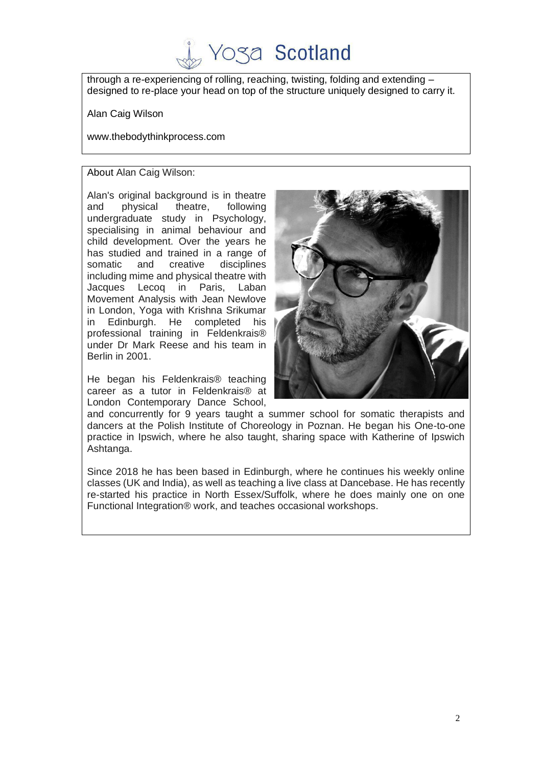through a re-experiencing of rolling, reaching, twisting, folding and extending – designed to re-place your head on top of the structure uniquely designed to carry it.

Alan Caig Wilson

www.thebodythinkprocess.com

About Alan Caig Wilson:

Alan's original background is in theatre and physical theatre, following undergraduate study in Psychology, specialising in animal behaviour and child development. Over the years he has studied and trained in a range of somatic and creative disciplines including mime and physical theatre with Jacques Lecoq in Paris, Laban Movement Analysis with Jean Newlove in London, Yoga with Krishna Srikumar in Edinburgh. He completed his professional training in Feldenkrais® under Dr Mark Reese and his team in Berlin in 2001.

He began his Feldenkrais® teaching career as a tutor in Feldenkrais® at London Contemporary Dance School, and concurrently for 9 years taught a summer school for somatic therapists and dancers at the Polish Institute of Choreology in Poznan. He began his One-to-one practice in Ipswich, where he also taught, sharing space with Katherine of Ipswich Ashtanga.

Since 2018 he has been based in Edinburgh, where he continues his weekly online classes (UK and India), as well as teaching a live class at Dancebase. He has recently re-started his practice in North Essex/Suffolk, where he does mainly one on one Functional Integration® work, and teaches occasional workshops.